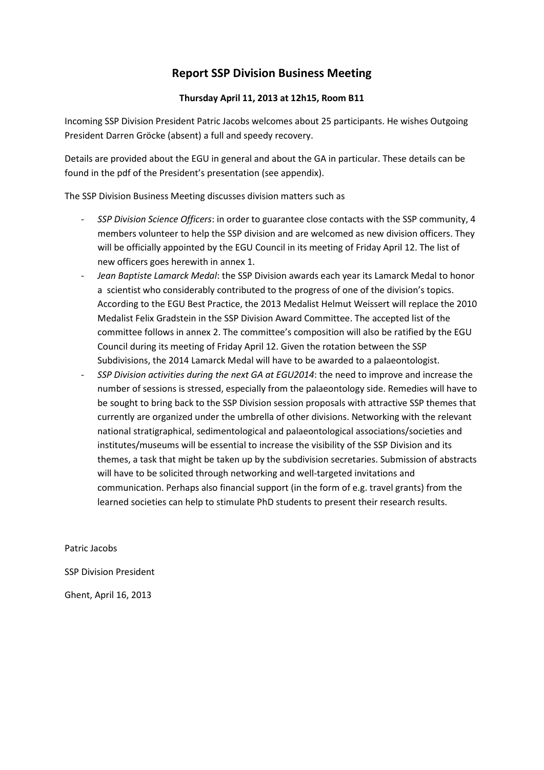# Report SSP Division Business Meeting

**Thursday April 11, 2013 at 12h15, Room B11**

Incoming SSP Division President Patric Jacobs welcomes about 25 participants. He wishes Outgoing President Darren Gröcke (absent) a full and speedy recovery.

Details are provided about the EGU in general and about the GA in particular. These details can be found in the pdf of the President's presentation (see appendix).

The SSP Division Business Meeting discusses division matters such as

- *SSP Division Science Officers*: in order to guarantee close contacts with the SSP community, 4 members volunteer to help the SSP division and are welcomed as new division officers. They will be officially appointed by the EGU Council in its meeting of Friday April 12. The list of new officers goes herewith in annex 1.
- *Jean Baptiste Lamarck Medal*: the SSP Division awards each year its Lamarck Medal to honor a scientist who considerably contributed to the progress of one of the division's topics. According to the EGU Best Practice, the 2013 Medalist Helmut Weissert will replace the 2010 Medalist Felix Gradstein in the SSP Division Award Committee. The accepted list of the committee follows in annex 2. The committee's composition will also be ratified by the EGU Council during its meeting of Friday April 12. Given the rotation between the SSP Subdivisions, the 2014 Lamarck Medal will have to be awarded to a palaeontologist.
- *SSP Division activities during the next GA at EGU2014*: the need to improve and increase the number of sessions is stressed, especially from the palaeontology side. Remedies will have to be sought to bring back to the SSP Division session proposals with attractive SSP themes that currently are organized under the umbrella of other divisions. Networking with the relevant national stratigraphical, sedimentological and palaeontological associations/societies and institutes/museums will be essential to increase the visibility of the SSP Division and its themes, a task that might be taken up by the subdivision secretaries. Submission of abstracts will have to be solicited through networking and well-targeted invitations and communication. Perhaps also financial support (in the form of e.g. travel grants) from the learned societies can help to stimulate PhD students to present their research results.

Patric Jacobs

SSP Division President

Ghent, April 16, 2013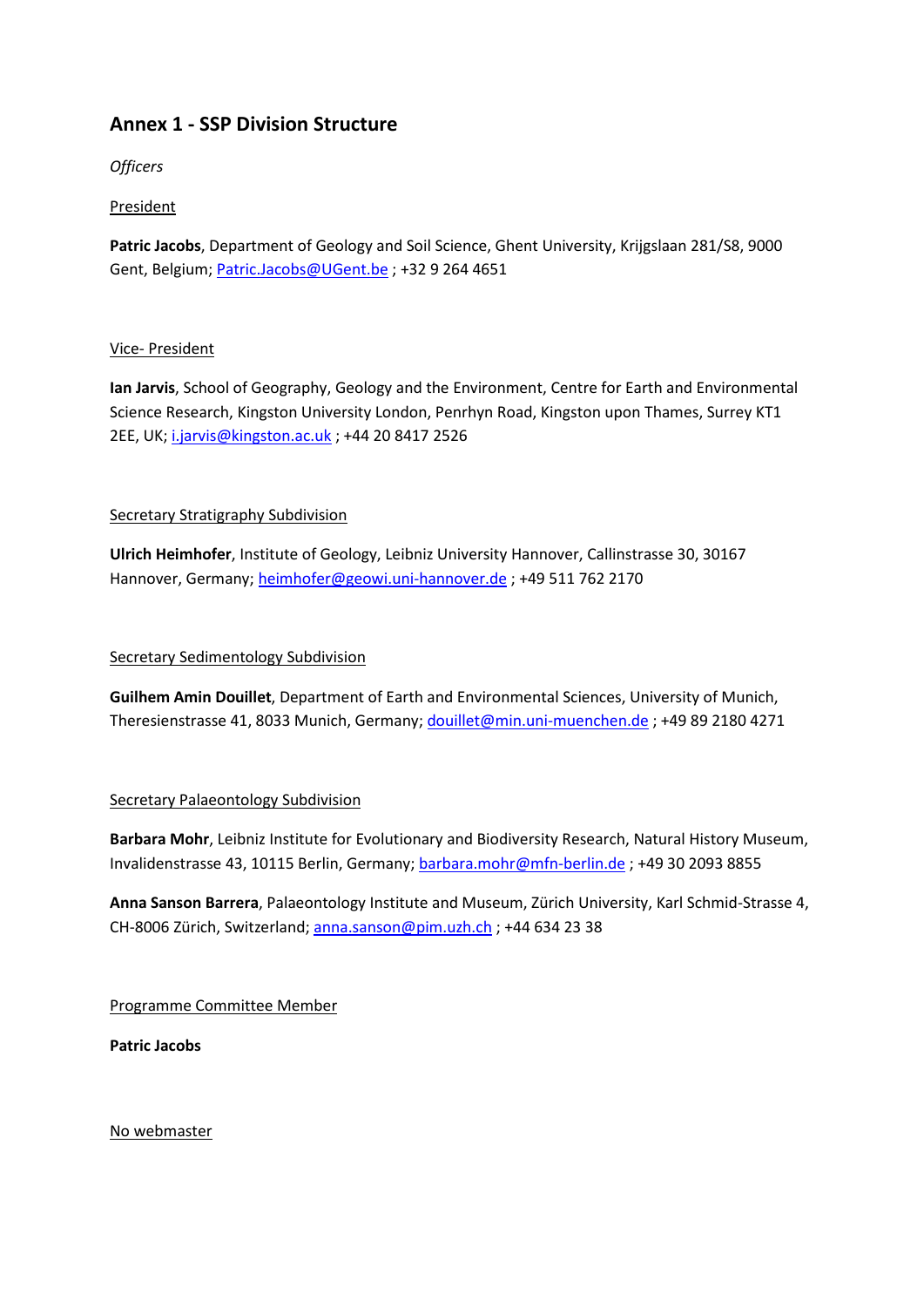## Annex 1 - SSP Division Structure

*Officers*

President

**Patric Jacobs**, Department of Geology and Soil Science, Ghent University, Krijgslaan 281/S8, 9000 Gent, Belgium; Patric.Jacobs@UGent.be ; +32 9 264 4651

Vice- President

**Ian Jarvis**, School of Geography, Geology and the Environment, Centre for Earth and Environmental Science Research, Kingston University London, Penrhyn Road, Kingston upon Thames, Surrey KT1 2EE, UK; i.jarvis@kingston.ac.uk ; +44 20 8417 2526

Secretary Stratigraphy Subdivision

**Ulrich Heimhofer**, Institute of Geology, Leibniz University Hannover, Callinstrasse 30, 30167 Hannover, Germany; heimhofer@geowi.uni-hannover.de ; +49 511 762 2170

Secretary Sedimentology Subdivision

**Guilhem Amin Douillet**, Department of Earth and Environmental Sciences, University of Munich, Theresienstrasse 41, 8033 Munich, Germany; douillet@min.uni-muenchen.de ; +49 89 2180 4271

Secretary Palaeontology Subdivision

**Barbara Mohr**, Leibniz Institute for Evolutionary and Biodiversity Research, Natural History Museum, Invalidenstrasse 43, 10115 Berlin, Germany; barbara.mohr@mfn-berlin.de ; +49 30 2093 8855

**Anna Sanson Barrera**, Palaeontology Institute and Museum, Zürich University, Karl Schmid-Strasse 4, CH-8006 Zürich, Switzerland; anna.sanson@pim.uzh.ch ; +44 634 23 38

Programme Committee Member

**Patric Jacobs**

No webmaster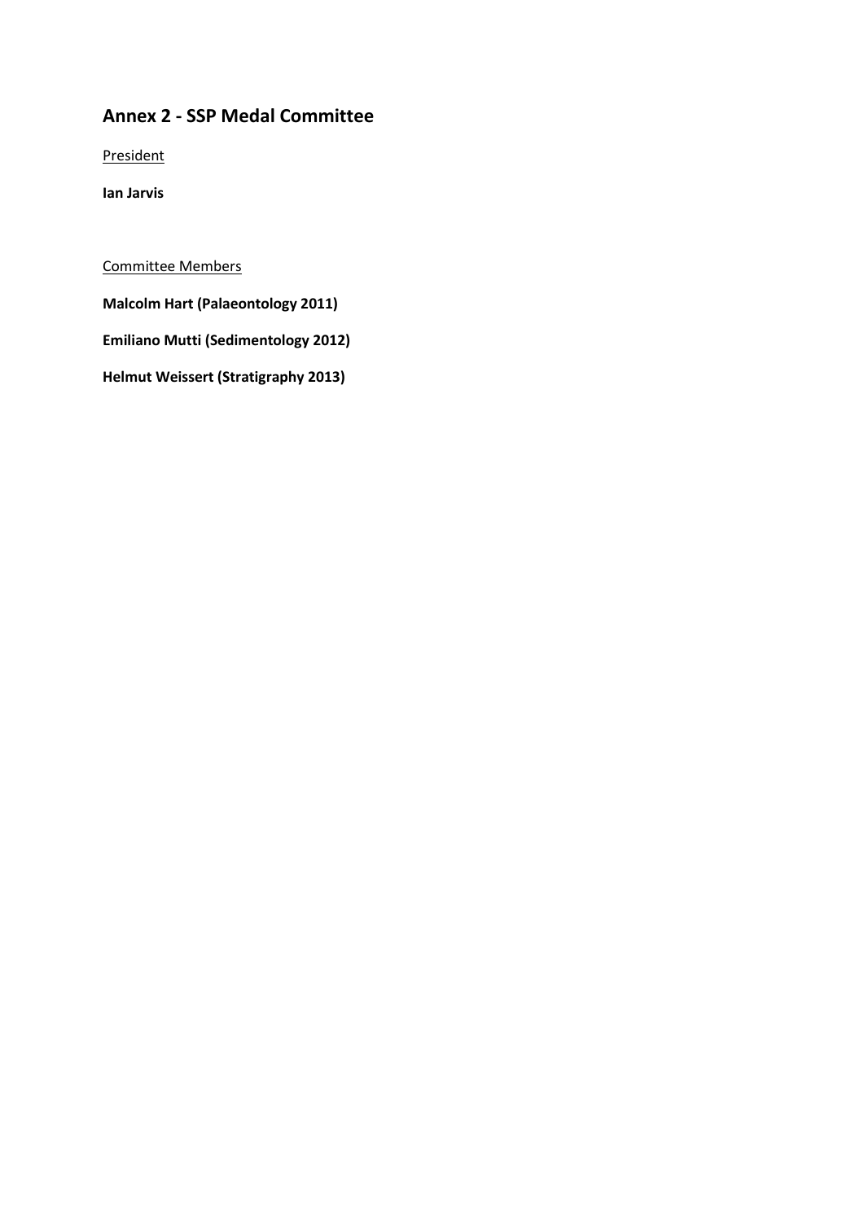## Annex 2 - SSP Medal Committee

President

**Ian Jarvis**

Committee Members

**Malcolm Hart (Palaeontology 2011)**

**Emiliano Mutti (Sedimentology 2012)**

**Helmut Weissert (Stratigraphy 2013)**